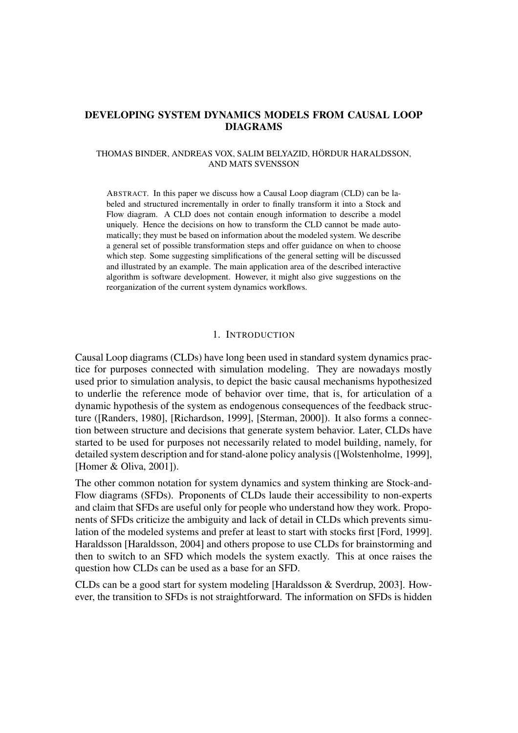# DEVELOPING SYSTEM DYNAMICS MODELS FROM CAUSAL LOOP DIAGRAMS

THOMAS BINDER, ANDREAS VOX, SALIM BELYAZID, HÖRDUR HARALDSSON, AND MATS SVENSSON

ABSTRACT. In this paper we discuss how a Causal Loop diagram (CLD) can be labeled and structured incrementally in order to finally transform it into a Stock and Flow diagram. A CLD does not contain enough information to describe a model uniquely. Hence the decisions on how to transform the CLD cannot be made automatically; they must be based on information about the modeled system. We describe a general set of possible transformation steps and offer guidance on when to choose which step. Some suggesting simplifications of the general setting will be discussed and illustrated by an example. The main application area of the described interactive algorithm is software development. However, it might also give suggestions on the reorganization of the current system dynamics workflows.

## 1. INTRODUCTION

Causal Loop diagrams (CLDs) have long been used in standard system dynamics practice for purposes connected with simulation modeling. They are nowadays mostly used prior to simulation analysis, to depict the basic causal mechanisms hypothesized to underlie the reference mode of behavior over time, that is, for articulation of a dynamic hypothesis of the system as endogenous consequences of the feedback structure ([Randers, 1980], [Richardson, 1999], [Sterman, 2000]). It also forms a connection between structure and decisions that generate system behavior. Later, CLDs have started to be used for purposes not necessarily related to model building, namely, for detailed system description and for stand-alone policy analysis ([Wolstenholme, 1999], [Homer & Oliva, 2001]).

The other common notation for system dynamics and system thinking are Stock-and-Flow diagrams (SFDs). Proponents of CLDs laude their accessibility to non-experts and claim that SFDs are useful only for people who understand how they work. Proponents of SFDs criticize the ambiguity and lack of detail in CLDs which prevents simulation of the modeled systems and prefer at least to start with stocks first [Ford, 1999]. Haraldsson [Haraldsson, 2004] and others propose to use CLDs for brainstorming and then to switch to an SFD which models the system exactly. This at once raises the question how CLDs can be used as a base for an SFD.

CLDs can be a good start for system modeling [Haraldsson & Sverdrup, 2003]. However, the transition to SFDs is not straightforward. The information on SFDs is hidden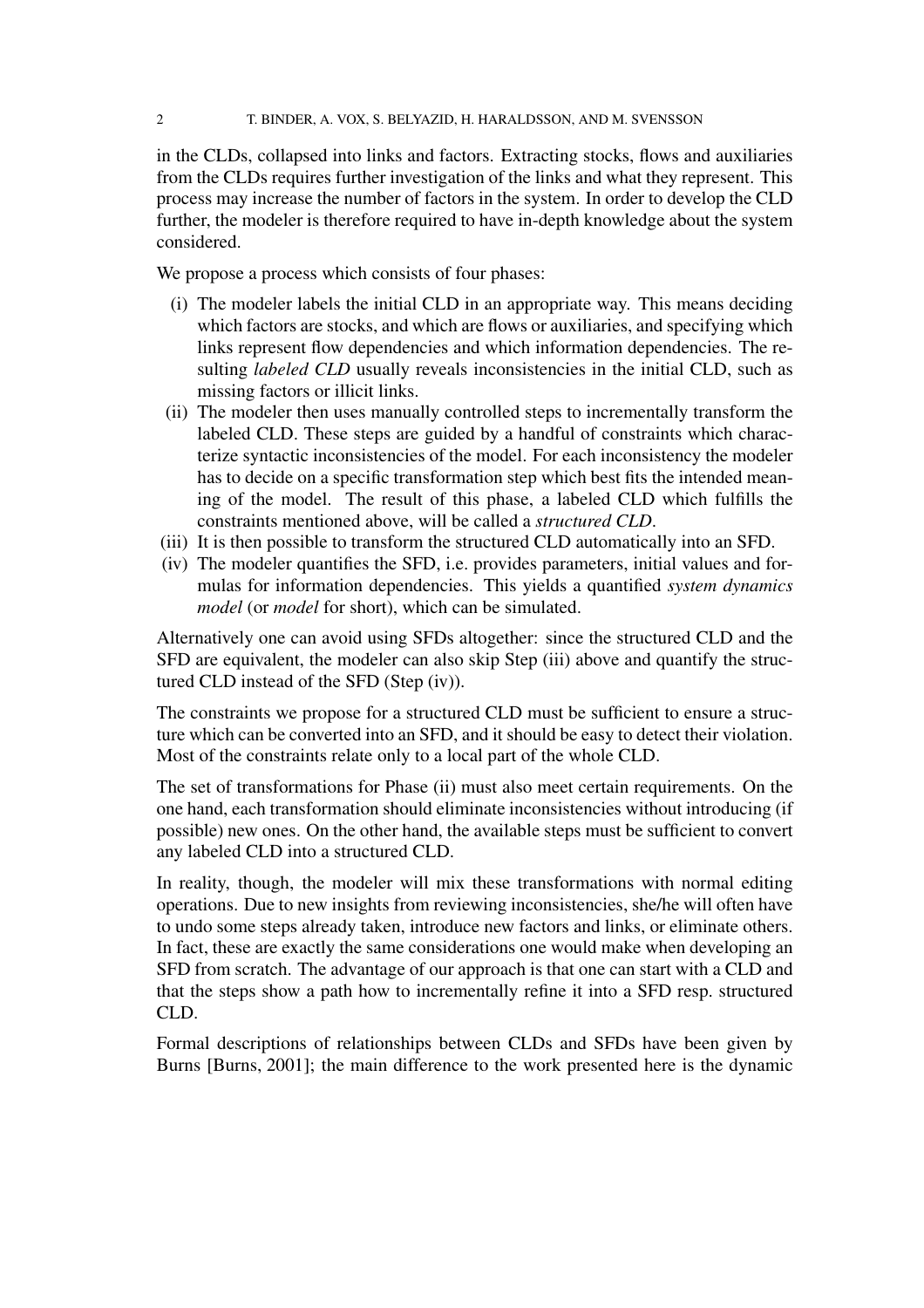in the CLDs, collapsed into links and factors. Extracting stocks, flows and auxiliaries from the CLDs requires further investigation of the links and what they represent. This process may increase the number of factors in the system. In order to develop the CLD further, the modeler is therefore required to have in-depth knowledge about the system considered.

We propose a process which consists of four phases:

(i) The modeler labels the initial CLD in an appropriate way. This means deciding which factors are stocks, and which are flows or auxiliaries, and specifying which links represent flow dependencies and which information dependencies. The resulting *labeled CLD* usually reveals inconsistencies in the initial CLD, such as missing factors or illicit links.
(ii) The modeler then uses manually controlled steps to incrementally transform the labeled CLD. These steps are guided by a handful of constraints which characterize syntactic inconsistencies of the model. For each inconsistency the modeler has to decide on a specific transformation step which best fits the intended meaning of the model. The result of this phase, a labeled CLD which fulfills the constraints mentioned above, will be called a *structured CLD*.
(iii) It is then possible to transform the structured CLD automatically into an SFD.
(iv) The modeler quantifies the SFD, i.e. provides parameters, initial values and formulas for information dependencies. This yields a quantified *system dynamics model* (or *model* for short), which can be simulated.

Alternatively one can avoid using SFDs altogether: since the structured CLD and the SFD are equivalent, the modeler can also skip Step (iii) above and quantify the structured CLD instead of the SFD (Step (iv)).

The constraints we propose for a structured CLD must be sufficient to ensure a structure which can be converted into an SFD, and it should be easy to detect their violation. Most of the constraints relate only to a local part of the whole CLD.

The set of transformations for Phase (ii) must also meet certain requirements. On the one hand, each transformation should eliminate inconsistencies without introducing (if possible) new ones. On the other hand, the available steps must be sufficient to convert any labeled CLD into a structured CLD.

In reality, though, the modeler will mix these transformations with normal editing operations. Due to new insights from reviewing inconsistencies, she/he will often have to undo some steps already taken, introduce new factors and links, or eliminate others. In fact, these are exactly the same considerations one would make when developing an SFD from scratch. The advantage of our approach is that one can start with a CLD and that the steps show a path how to incrementally refine it into a SFD resp. structured CLD.

Formal descriptions of relationships between CLDs and SFDs have been given by Burns [Burns, 2001]; the main difference to the work presented here is the dynamic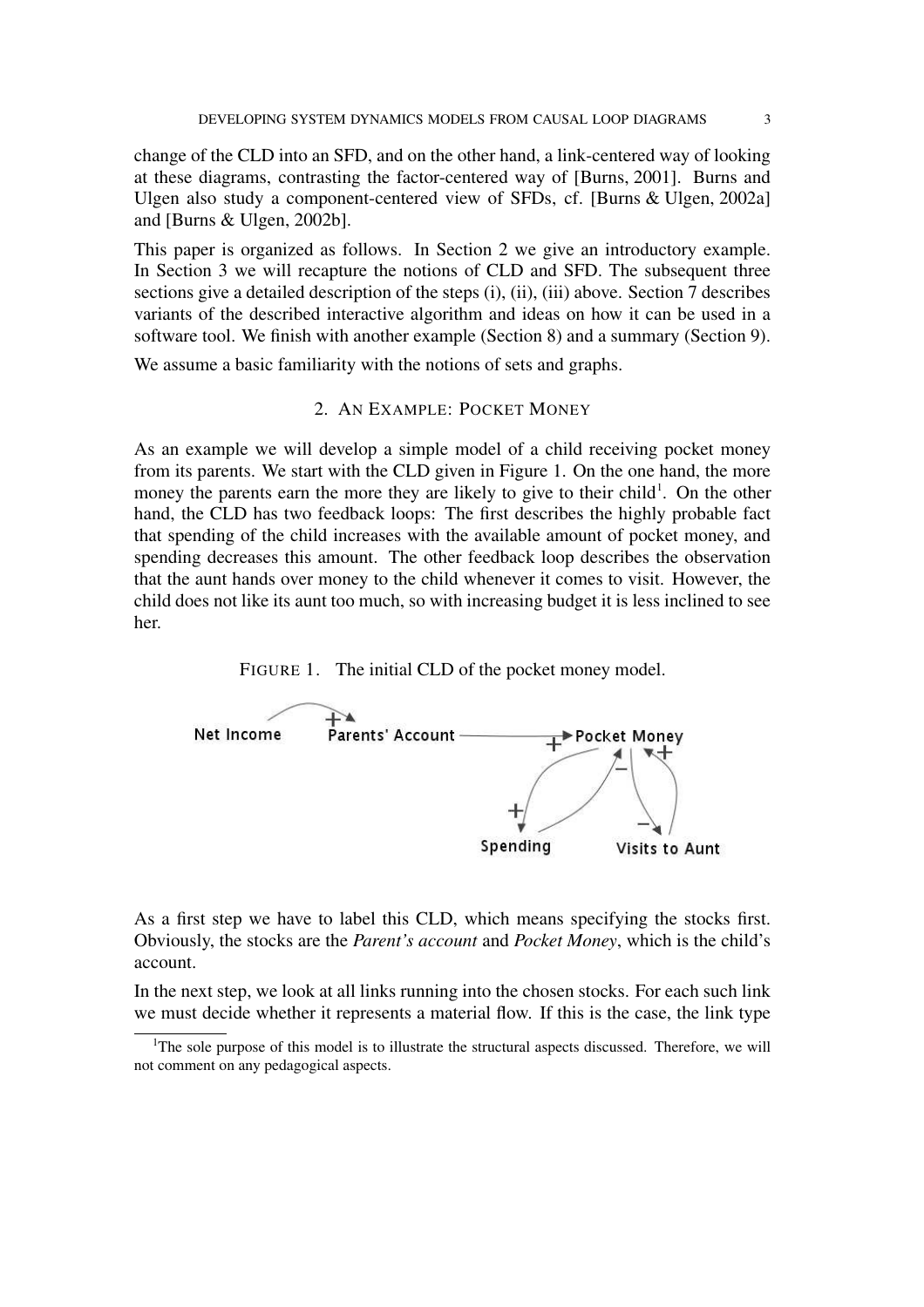change of the CLD into an SFD, and on the other hand, a link-centered way of looking at these diagrams, contrasting the factor-centered way of [Burns, 2001]. Burns and Ulgen also study a component-centered view of SFDs, cf. [Burns & Ulgen, 2002a] and [Burns & Ulgen, 2002b].

This paper is organized as follows. In Section 2 we give an introductory example. In Section 3 we will recapture the notions of CLD and SFD. The subsequent three sections give a detailed description of the steps (i), (ii), (iii) above. Section 7 describes variants of the described interactive algorithm and ideas on how it can be used in a software tool. We finish with another example (Section 8) and a summary (Section 9).

We assume a basic familiarity with the notions of sets and graphs.

## 2. An Example: Pocket Money

As an example we will develop a simple model of a child receiving pocket money from its parents. We start with the CLD given in Figure 1. On the one hand, the more money the parents earn the more they are likely to give to their child[1]. On the other hand, the CLD has two feedback loops: The first describes the highly probable fact that spending of the child increases with the available amount of pocket money, and spending decreases this amount. The other feedback loop describes the observation that the aunt hands over money to the child whenever it comes to visit. However, the child does not like its aunt too much, so with increasing budget it is less inclined to see her.

FIGURE 1. The initial CLD of the pocket money model.

As a first step we have to label this CLD, which means specifying the stocks first. Obviously, the stocks are the *Parent's account* and *Pocket Money*, which is the child's account.

In the next step, we look at all links running into the chosen stocks. For each such link we must decide whether it represents a material flow. If this is the case, the link type

[1] The sole purpose of this model is to illustrate the structural aspects discussed. Therefore, we will not comment on any pedagogical aspects.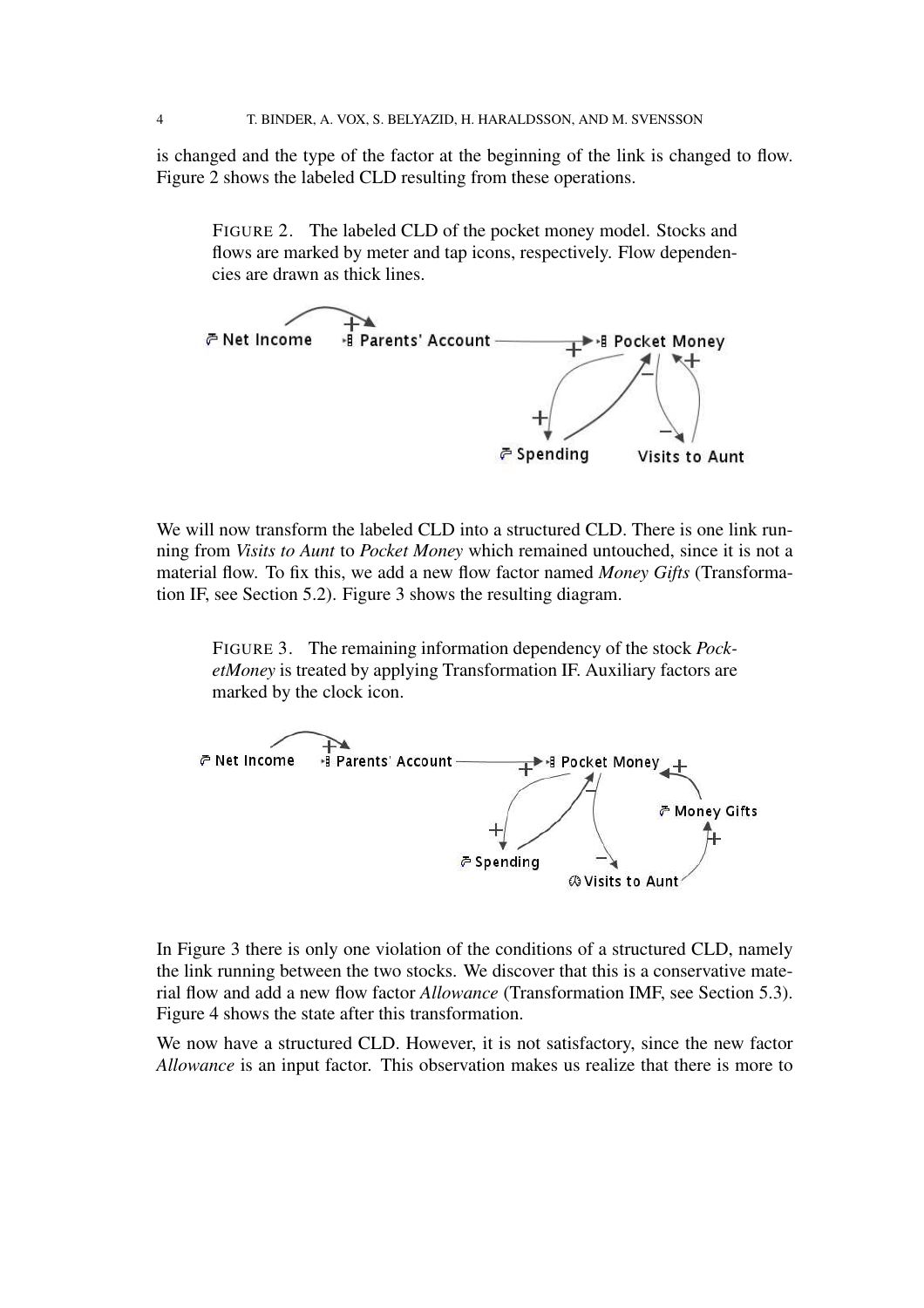is changed and the type of the factor at the beginning of the link is changed to flow. Figure 2 shows the labeled CLD resulting from these operations.

FIGURE 2. The labeled CLD of the pocket money model. Stocks and flows are marked by meter and tap icons, respectively. Flow dependencies are drawn as thick lines.

We will now transform the labeled CLD into a structured CLD. There is one link running from *Visits to Aunt* to *Pocket Money* which remained untouched, since it is not a material flow. To fix this, we add a new flow factor named *Money Gifts* (Transformation IF, see Section 5.2). Figure 3 shows the resulting diagram.

FIGURE 3. The remaining information dependency of the stock *PocketMoney* is treated by applying Transformation IF. Auxiliary factors are marked by the clock icon.

In Figure 3 there is only one violation of the conditions of a structured CLD, namely the link running between the two stocks. We discover that this is a conservative material flow and add a new flow factor *Allowance* (Transformation IMF, see Section 5.3). Figure 4 shows the state after this transformation.

We now have a structured CLD. However, it is not satisfactory, since the new factor *Allowance* is an input factor. This observation makes us realize that there is more to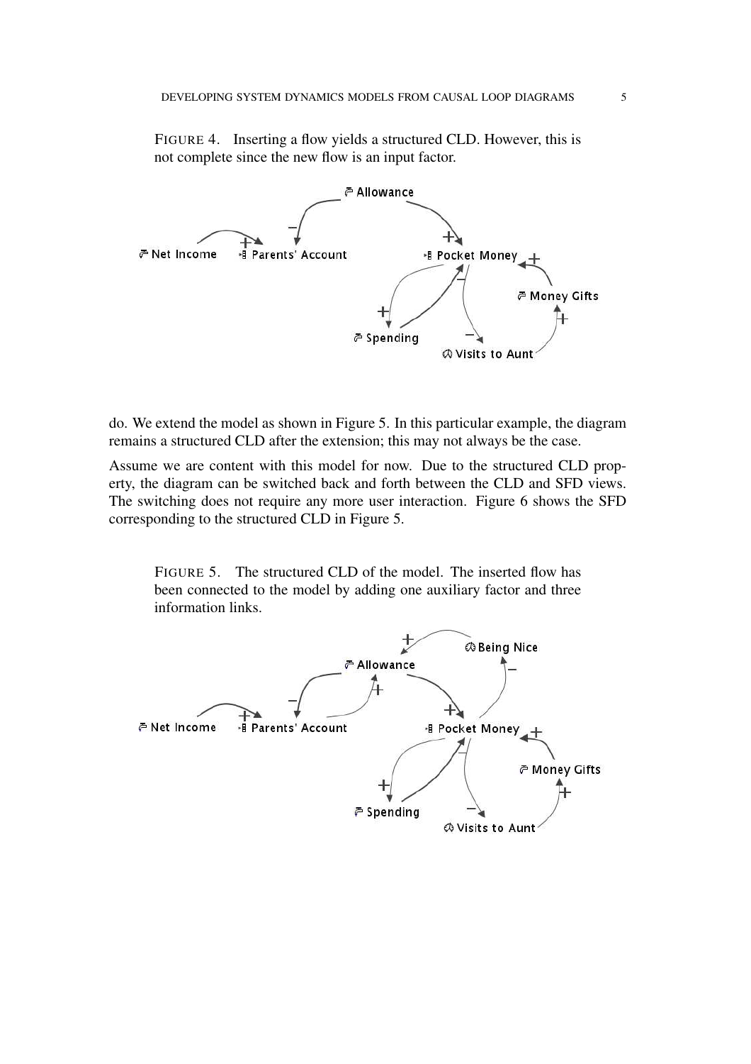FIGURE 4. Inserting a flow yields a structured CLD. However, this is not complete since the new flow is an input factor.

do. We extend the model as shown in Figure 5. In this particular example, the diagram remains a structured CLD after the extension; this may not always be the case.

Assume we are content with this model for now. Due to the structured CLD property, the diagram can be switched back and forth between the CLD and SFD views. The switching does not require any more user interaction. Figure 6 shows the SFD corresponding to the structured CLD in Figure 5.

FIGURE 5. The structured CLD of the model. The inserted flow has been connected to the model by adding one auxiliary factor and three information links.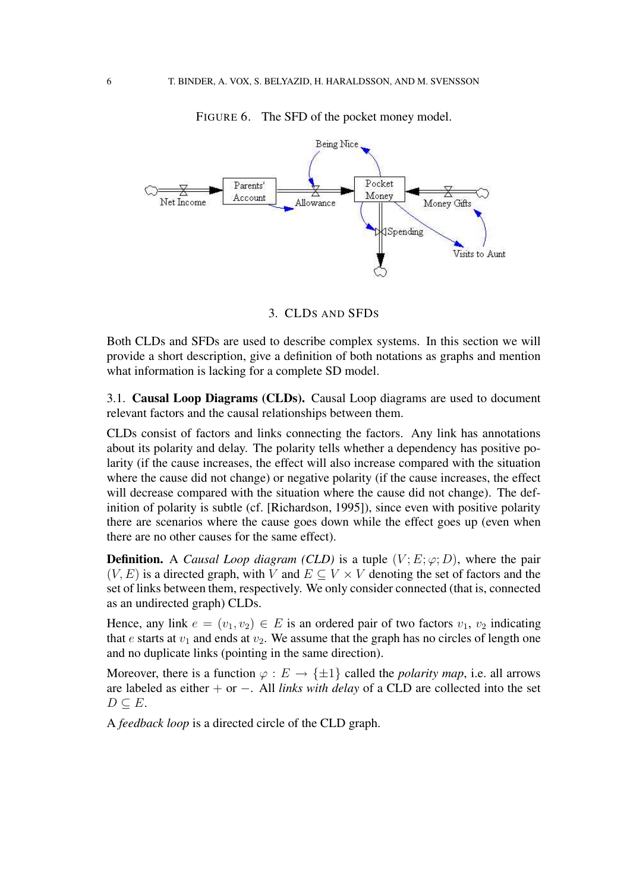FIGURE 6. The SFD of the pocket money model.

## 3. CLDs and SFDs

Both CLDs and SFDs are used to describe complex systems. In this section we will provide a short description, give a definition of both notations as graphs and mention what information is lacking for a complete SD model.

3.1. **Causal Loop Diagrams (CLDs).** Causal Loop diagrams are used to document relevant factors and the causal relationships between them.

CLDs consist of factors and links connecting the factors. Any link has annotations about its polarity and delay. The polarity tells whether a dependency has positive polarity (if the cause increases, the effect will also increase compared with the situation where the cause did not change) or negative polarity (if the cause increases, the effect will decrease compared with the situation where the cause did not change). The definition of polarity is subtle (cf. [Richardson, 1995]), since even with positive polarity there are scenarios where the cause goes down while the effect goes up (even when there are no other causes for the same effect).

**Definition.** A *Causal Loop diagram (CLD)* is a tuple $(V; E; \varphi; D)$, where the pair $(V, E)$ is a directed graph, with $V$ and $E \subseteq V \times V$ denoting the set of factors and the set of links between them, respectively. We only consider connected (that is, connected as an undirected graph) CLDs.

Hence, any link $e = (v_1, v_2) \in E$ is an ordered pair of two factors $v_1$, $v_2$ indicating that $e$ starts at $v_1$ and ends at $v_2$. We assume that the graph has no circles of length one and no duplicate links (pointing in the same direction).

Moreover, there is a function $\varphi : E \to \{\pm 1\}$ called the *polarity map*, i.e. all arrows are labeled as either $+$ or $-$. All *links with delay* of a CLD are collected into the set $D \subseteq E$.

A *feedback loop* is a directed circle of the CLD graph.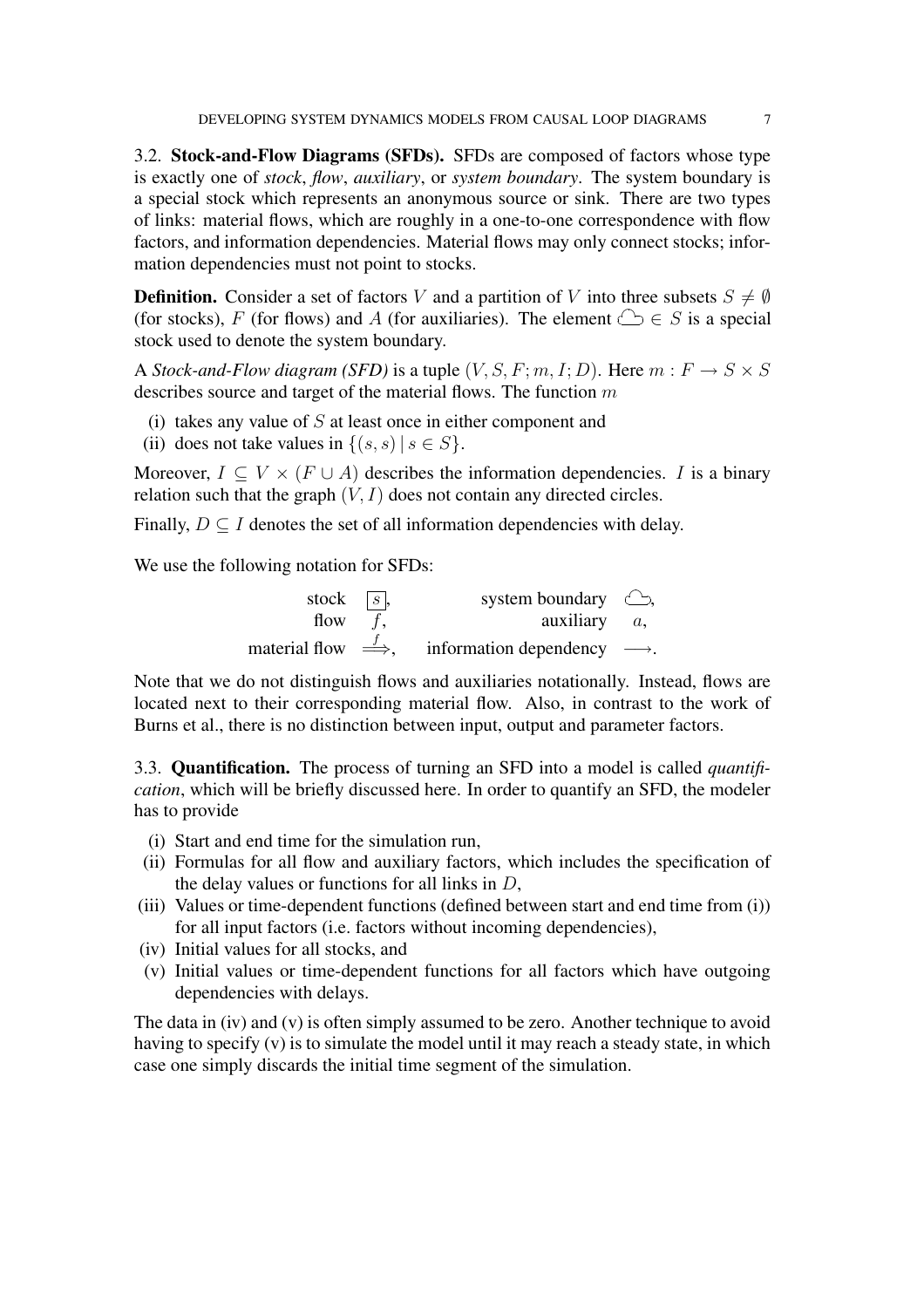3.2. **Stock-and-Flow Diagrams (SFDs).** SFDs are composed of factors whose type is exactly one of *stock*, *flow*, *auxiliary*, or *system boundary*. The system boundary is a special stock which represents an anonymous source or sink. There are two types of links: material flows, which are roughly in a one-to-one correspondence with flow factors, and information dependencies. Material flows may only connect stocks; information dependencies must not point to stocks.

**Definition.** Consider a set of factors $V$ and a partition of $V$ into three subsets $S \neq \emptyset$ (for stocks), $F$ (for flows) and $A$ (for auxiliaries). The element ☁ $\in S$ is a special stock used to denote the system boundary.

A *Stock-and-Flow diagram (SFD)* is a tuple $(V, S, F; m, I; D)$. Here $m : F \to S \times S$ describes source and target of the material flows. The function $m$

(i) takes any value of $S$ at least once in either component and
(ii) does not take values in $\{(s, s) \mid s \in S\}$.

Moreover, $I \subseteq V \times (F \cup A)$ describes the information dependencies. $I$ is a binary relation such that the graph $(V, I)$ does not contain any directed circles.

Finally, $D \subseteq I$ denotes the set of all information dependencies with delay.

We use the following notation for SFDs:

| | | | |
|---|---|---|---|
| stock | $\boxed{s}$, | system boundary | ☁, |
| flow | $f$, | auxiliary | $a$, |
| material flow | $\overset{f}{\Longrightarrow}$, | information dependency | $\longrightarrow$. |

Note that we do not distinguish flows and auxiliaries notationally. Instead, flows are located next to their corresponding material flow. Also, in contrast to the work of Burns et al., there is no distinction between input, output and parameter factors.

3.3. **Quantification.** The process of turning an SFD into a model is called *quantification*, which will be briefly discussed here. In order to quantify an SFD, the modeler has to provide

(i) Start and end time for the simulation run,
(ii) Formulas for all flow and auxiliary factors, which includes the specification of the delay values or functions for all links in $D$,
(iii) Values or time-dependent functions (defined between start and end time from (i)) for all input factors (i.e. factors without incoming dependencies),
(iv) Initial values for all stocks, and
(v) Initial values or time-dependent functions for all factors which have outgoing dependencies with delays.

The data in (iv) and (v) is often simply assumed to be zero. Another technique to avoid having to specify (v) is to simulate the model until it may reach a steady state, in which case one simply discards the initial time segment of the simulation.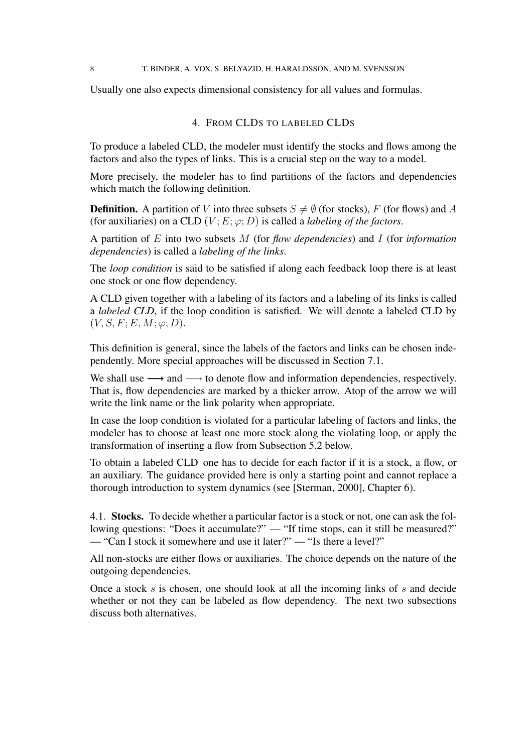Usually one also expects dimensional consistency for all values and formulas.

## 4. From CLDs to labeled CLDs

To produce a labeled CLD, the modeler must identify the stocks and flows among the factors and also the types of links. This is a crucial step on the way to a model.

More precisely, the modeler has to find partitions of the factors and dependencies which match the following definition.

**Definition.** A partition of $V$ into three subsets $S \neq \emptyset$ (for stocks), $F$ (for flows) and $A$ (for auxiliaries) on a CLD $(V; E; \varphi; D)$ is called a *labeling of the factors*.

A partition of $E$ into two subsets $M$ (for *flow dependencies*) and $I$ (for *information dependencies*) is called a *labeling of the links*.

The *loop condition* is said to be satisfied if along each feedback loop there is at least one stock or one flow dependency.

A CLD given together with a labeling of its factors and a labeling of its links is called a *labeled CLD*, if the loop condition is satisfied. We will denote a labeled CLD by $(V, S, F; E, M; \varphi; D)$.

This definition is general, since the labels of the factors and links can be chosen independently. More special approaches will be discussed in Section 7.1.

We shall use $\boldsymbol{\longrightarrow}$ and $\longrightarrow$ to denote flow and information dependencies, respectively. That is, flow dependencies are marked by a thicker arrow. Atop of the arrow we will write the link name or the link polarity when appropriate.

In case the loop condition is violated for a particular labeling of factors and links, the modeler has to choose at least one more stock along the violating loop, or apply the transformation of inserting a flow from Subsection 5.2 below.

To obtain a labeled CLD one has to decide for each factor if it is a stock, a flow, or an auxiliary. The guidance provided here is only a starting point and cannot replace a thorough introduction to system dynamics (see [Sterman, 2000], Chapter 6).

### 4.1. Stocks.

To decide whether a particular factor is a stock or not, one can ask the following questions: "Does it accumulate?" — "If time stops, can it still be measured?" — "Can I stock it somewhere and use it later?" — "Is there a level?"

All non-stocks are either flows or auxiliaries. The choice depends on the nature of the outgoing dependencies.

Once a stock $s$ is chosen, one should look at all the incoming links of $s$ and decide whether or not they can be labeled as flow dependency. The next two subsections discuss both alternatives.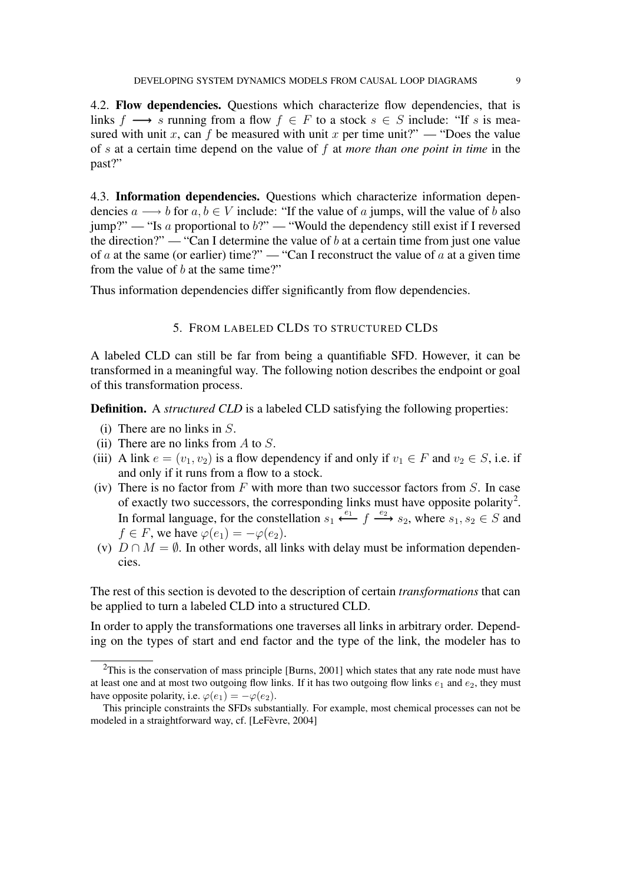### 4.2. **Flow dependencies.**

Questions which characterize flow dependencies, that is links $f \longrightarrow s$ running from a flow $f \in F$ to a stock $s \in S$ include: "If $s$ is measured with unit $x$, can $f$ be measured with unit $x$ per time unit?" — "Does the value of $s$ at a certain time depend on the value of $f$ at *more than one point in time* in the past?"

### 4.3. **Information dependencies.**

Questions which characterize information dependencies $a \longrightarrow b$ for $a, b \in V$ include: "If the value of $a$ jumps, will the value of $b$ also jump?" — "Is $a$ proportional to $b$?" — "Would the dependency still exist if I reversed the direction?" — "Can I determine the value of $b$ at a certain time from just one value of $a$ at the same (or earlier) time?" — "Can I reconstruct the value of $a$ at a given time from the value of $b$ at the same time?"

Thus information dependencies differ significantly from flow dependencies.

## 5. From labeled CLDs to structured CLDs

A labeled CLD can still be far from being a quantifiable SFD. However, it can be transformed in a meaningful way. The following notion describes the endpoint or goal of this transformation process.

**Definition.** A *structured CLD* is a labeled CLD satisfying the following properties:

(i) There are no links in $S$.
(ii) There are no links from $A$ to $S$.
(iii) A link $e = (v_1, v_2)$ is a flow dependency if and only if $v_1 \in F$ and $v_2 \in S$, i.e. if and only if it runs from a flow to a stock.
(iv) There is no factor from $F$ with more than two successor factors from $S$. In case of exactly two successors, the corresponding links must have opposite polarity[2]. In formal language, for the constellation $s_1 \xleftarrow{e_1} f \xrightarrow{e_2} s_2$, where $s_1, s_2 \in S$ and $f \in F$, we have $\varphi(e_1) = -\varphi(e_2)$.
(v) $D \cap M = \emptyset$. In other words, all links with delay must be information dependencies.

The rest of this section is devoted to the description of certain *transformations* that can be applied to turn a labeled CLD into a structured CLD.

In order to apply the transformations one traverses all links in arbitrary order. Depending on the types of start and end factor and the type of the link, the modeler has to

---

[2] This is the conservation of mass principle [Burns, 2001] which states that any rate node must have at least one and at most two outgoing flow links. If it has two outgoing flow links $e_1$ and $e_2$, they must have opposite polarity, i.e. $\varphi(e_1) = -\varphi(e_2)$.

This principle constraints the SFDs substantially. For example, most chemical processes can not be modeled in a straightforward way, cf. [LeFèvre, 2004]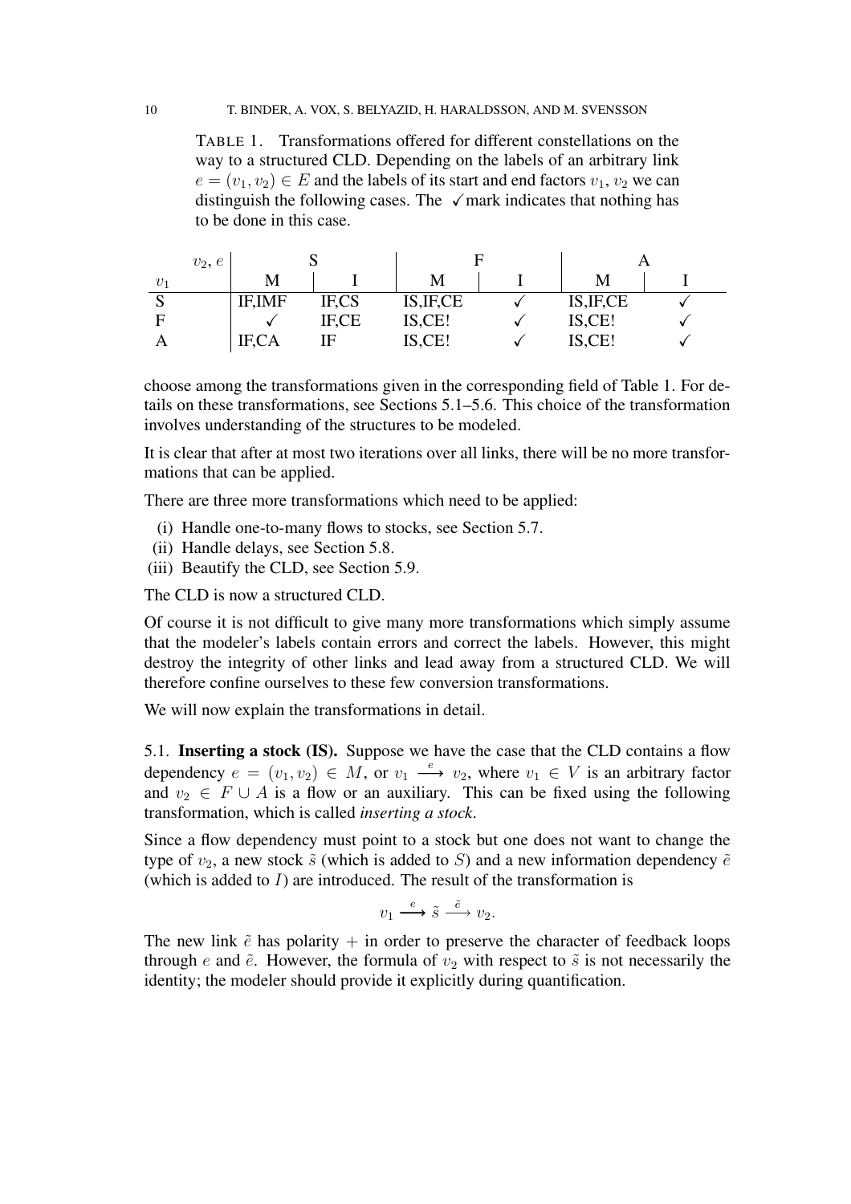TABLE 1. Transformations offered for different constellations on the way to a structured CLD. Depending on the labels of an arbitrary link $e = (v_1, v_2) \in E$ and the labels of its start and end factors $v_1$, $v_2$ we can distinguish the following cases. The ✓mark indicates that nothing has to be done in this case.

| $v_2, e$ | S | | F | | A | |
|---|---|---|---|---|---|---|
| $v_1$ | M | I | M | I | M | I |
| S | IF,IMF | IF,CS | IS,IF,CE | ✓ | IS,IF,CE | ✓ |
| F | ✓ | IF,CE | IS,CE! | ✓ | IS,CE! | ✓ |
| A | IF,CA | IF | IS,CE! | ✓ | IS,CE! | ✓ |

choose among the transformations given in the corresponding field of Table 1. For details on these transformations, see Sections 5.1–5.6. This choice of the transformation involves understanding of the structures to be modeled.

It is clear that after at most two iterations over all links, there will be no more transformations that can be applied.

There are three more transformations which need to be applied:

(i) Handle one-to-many flows to stocks, see Section 5.7.
(ii) Handle delays, see Section 5.8.
(iii) Beautify the CLD, see Section 5.9.

The CLD is now a structured CLD.

Of course it is not difficult to give many more transformations which simply assume that the modeler's labels contain errors and correct the labels. However, this might destroy the integrity of other links and lead away from a structured CLD. We will therefore confine ourselves to these few conversion transformations.

We will now explain the transformations in detail.

5.1. **Inserting a stock (IS).** Suppose we have the case that the CLD contains a flow dependency $e = (v_1, v_2) \in M$, or $v_1 \xrightarrow{e} v_2$, where $v_1 \in V$ is an arbitrary factor and $v_2 \in F \cup A$ is a flow or an auxiliary. This can be fixed using the following transformation, which is called *inserting a stock*.

Since a flow dependency must point to a stock but one does not want to change the type of $v_2$, a new stock $\tilde{s}$ (which is added to $S$) and a new information dependency $\tilde{e}$ (which is added to $I$) are introduced. The result of the transformation is

$$v_1 \xrightarrow{e} \tilde{s} \xrightarrow{\tilde{e}} v_2.$$

The new link $\tilde{e}$ has polarity $+$ in order to preserve the character of feedback loops through $e$ and $\tilde{e}$. However, the formula of $v_2$ with respect to $\tilde{s}$ is not necessarily the identity; the modeler should provide it explicitly during quantification.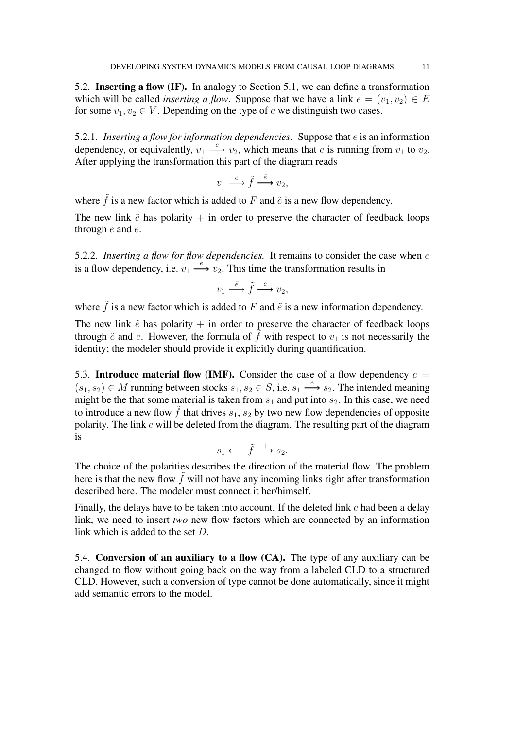## 5.2. **Inserting a flow (IF).**

In analogy to Section 5.1, we can define a transformation which will be called *inserting a flow*. Suppose that we have a link $e = (v_1, v_2) \in E$ for some $v_1, v_2 \in V$. Depending on the type of $e$ we distinguish two cases.

### 5.2.1. *Inserting a flow for information dependencies.*

Suppose that $e$ is an information dependency, or equivalently, $v_1 \xrightarrow{e} v_2$, which means that $e$ is running from $v_1$ to $v_2$. After applying the transformation this part of the diagram reads

$$v_1 \xrightarrow{e} \tilde{f} \xrightarrow{\tilde{e}} v_2,$$

where $\tilde{f}$ is a new factor which is added to $F$ and $\tilde{e}$ is a new flow dependency.

The new link $\tilde{e}$ has polarity $+$ in order to preserve the character of feedback loops through $e$ and $\tilde{e}$.

### 5.2.2. *Inserting a flow for flow dependencies.*

It remains to consider the case when $e$ is a flow dependency, i.e. $v_1 \xrightarrow{e} v_2$. This time the transformation results in

$$v_1 \xrightarrow{\tilde{e}} \tilde{f} \xrightarrow{e} v_2,$$

where $\tilde{f}$ is a new factor which is added to $F$ and $\tilde{e}$ is a new information dependency.

The new link $\tilde{e}$ has polarity $+$ in order to preserve the character of feedback loops through $\tilde{e}$ and $e$. However, the formula of $\tilde{f}$ with respect to $v_1$ is not necessarily the identity; the modeler should provide it explicitly during quantification.

## 5.3. **Introduce material flow (IMF).**

Consider the case of a flow dependency $e = (s_1, s_2) \in M$ running between stocks $s_1, s_2 \in S$, i.e. $s_1 \xrightarrow{e} s_2$. The intended meaning might be the that some material is taken from $s_1$ and put into $s_2$. In this case, we need to introduce a new flow $\tilde{f}$ that drives $s_1$, $s_2$ by two new flow dependencies of opposite polarity. The link $e$ will be deleted from the diagram. The resulting part of the diagram is

$$s_1 \xleftarrow{-} \tilde{f} \xrightarrow{+} s_2.$$

The choice of the polarities describes the direction of the material flow. The problem here is that the new flow $\tilde{f}$ will not have any incoming links right after transformation described here. The modeler must connect it her/himself.

Finally, the delays have to be taken into account. If the deleted link $e$ had been a delay link, we need to insert *two* new flow factors which are connected by an information link which is added to the set $D$.

## 5.4. **Conversion of an auxiliary to a flow (CA).**

The type of any auxiliary can be changed to flow without going back on the way from a labeled CLD to a structured CLD. However, such a conversion of type cannot be done automatically, since it might add semantic errors to the model.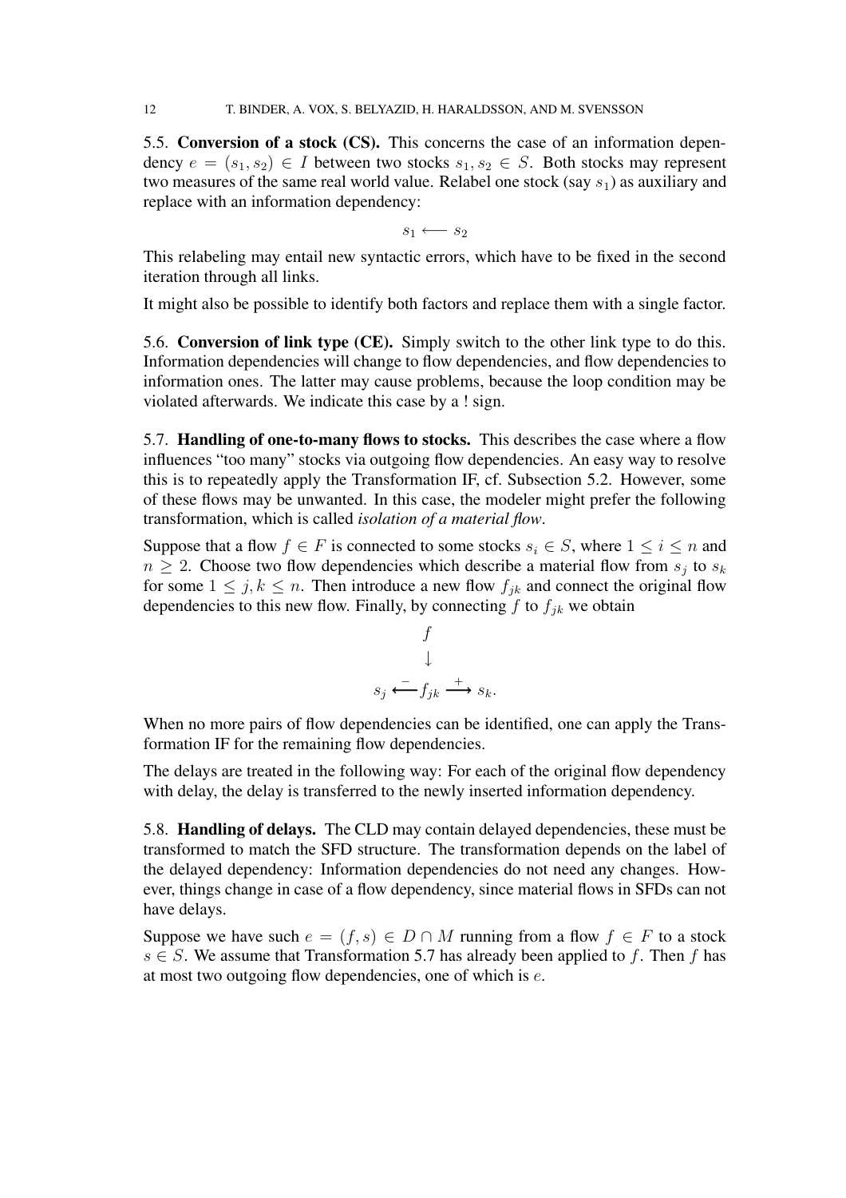**5.5. Conversion of a stock (CS).** This concerns the case of an information dependency $e = (s_1, s_2) \in I$ between two stocks $s_1, s_2 \in S$. Both stocks may represent two measures of the same real world value. Relabel one stock (say $s_1$) as auxiliary and replace with an information dependency:

$$s_1 \longleftarrow s_2$$

This relabeling may entail new syntactic errors, which have to be fixed in the second iteration through all links.

It might also be possible to identify both factors and replace them with a single factor.

**5.6. Conversion of link type (CE).** Simply switch to the other link type to do this. Information dependencies will change to flow dependencies, and flow dependencies to information ones. The latter may cause problems, because the loop condition may be violated afterwards. We indicate this case by a ! sign.

**5.7. Handling of one-to-many flows to stocks.** This describes the case where a flow influences "too many" stocks via outgoing flow dependencies. An easy way to resolve this is to repeatedly apply the Transformation IF, cf. Subsection 5.2. However, some of these flows may be unwanted. In this case, the modeler might prefer the following transformation, which is called *isolation of a material flow*.

Suppose that a flow $f \in F$ is connected to some stocks $s_i \in S$, where $1 \leq i \leq n$ and $n \geq 2$. Choose two flow dependencies which describe a material flow from $s_j$ to $s_k$ for some $1 \leq j, k \leq n$. Then introduce a new flow $f_{jk}$ and connect the original flow dependencies to this new flow. Finally, by connecting $f$ to $f_{jk}$ we obtain

$$\begin{array}{c} f \\ \downarrow \\ s_j \overset{-}{\longleftarrow} f_{jk} \overset{+}{\longrightarrow} s_k. \end{array}$$

When no more pairs of flow dependencies can be identified, one can apply the Transformation IF for the remaining flow dependencies.

The delays are treated in the following way: For each of the original flow dependency with delay, the delay is transferred to the newly inserted information dependency.

**5.8. Handling of delays.** The CLD may contain delayed dependencies, these must be transformed to match the SFD structure. The transformation depends on the label of the delayed dependency: Information dependencies do not need any changes. However, things change in case of a flow dependency, since material flows in SFDs can not have delays.

Suppose we have such $e = (f, s) \in D \cap M$ running from a flow $f \in F$ to a stock $s \in S$. We assume that Transformation 5.7 has already been applied to $f$. Then $f$ has at most two outgoing flow dependencies, one of which is $e$.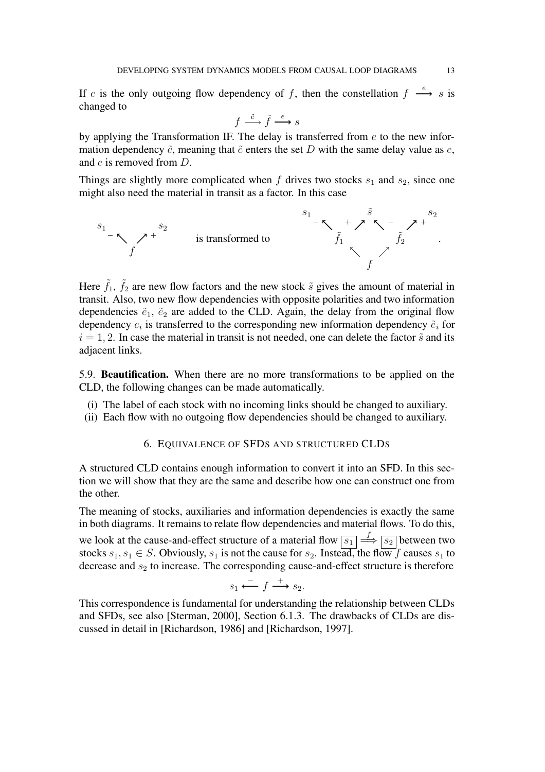If $e$ is the only outgoing flow dependency of $f$, then the constellation $f \xrightarrow{e} s$ is changed to

$$f \xrightarrow{\tilde{e}} \tilde{f} \xrightarrow{e} s$$

by applying the Transformation IF. The delay is transferred from $e$ to the new information dependency $\tilde{e}$, meaning that $\tilde{e}$ enters the set $D$ with the same delay value as $e$, and $e$ is removed from $D$.

Things are slightly more complicated when $f$ drives two stocks $s_1$ and $s_2$, since one might also need the material in transit as a factor. In this case

$$\begin{array}{ccc} s_1 & & s_2 \\ {}^{-}\nwarrow & & \nearrow^{+} \\ & f & \end{array} \quad \text{is transformed to} \quad \begin{array}{ccccc} s_1 & & \tilde{s} & & s_2 \\ {}^{-}\nwarrow & {}^{+}\nearrow & & \nwarrow^{-} & \nearrow^{+} \\ & \tilde{f}_1 & & \tilde{f}_2 & \\ & \nwarrow & & \nearrow & \\ & & f & & \end{array}.$$

Here $\tilde{f}_1$, $\tilde{f}_2$ are new flow factors and the new stock $\tilde{s}$ gives the amount of material in transit. Also, two new flow dependencies with opposite polarities and two information dependencies $\tilde{e}_1$, $\tilde{e}_2$ are added to the CLD. Again, the delay from the original flow dependency $e_i$ is transferred to the corresponding new information dependency $\tilde{e}_i$ for $i = 1, 2$. In case the material in transit is not needed, one can delete the factor $\tilde{s}$ and its adjacent links.

5.9. **Beautification.** When there are no more transformations to be applied on the CLD, the following changes can be made automatically.

(i) The label of each stock with no incoming links should be changed to auxiliary.
(ii) Each flow with no outgoing flow dependencies should be changed to auxiliary.

## 6. Equivalence of SFDs and structured CLDs

A structured CLD contains enough information to convert it into an SFD. In this section we will show that they are the same and describe how one can construct one from the other.

The meaning of stocks, auxiliaries and information dependencies is exactly the same in both diagrams. It remains to relate flow dependencies and material flows. To do this, we look at the cause-and-effect structure of a material flow $\boxed{s_1} \overset{f}{\Longrightarrow} \boxed{s_2}$ between two stocks $s_1, s_1 \in S$. Obviously, $s_1$ is not the cause for $s_2$. Instead, the flow $f$ causes $s_1$ to decrease and $s_2$ to increase. The corresponding cause-and-effect structure is therefore

$$s_1 \xleftarrow{-} f \xrightarrow{+} s_2.$$

This correspondence is fundamental for understanding the relationship between CLDs and SFDs, see also [Sterman, 2000], Section 6.1.3. The drawbacks of CLDs are discussed in detail in [Richardson, 1986] and [Richardson, 1997].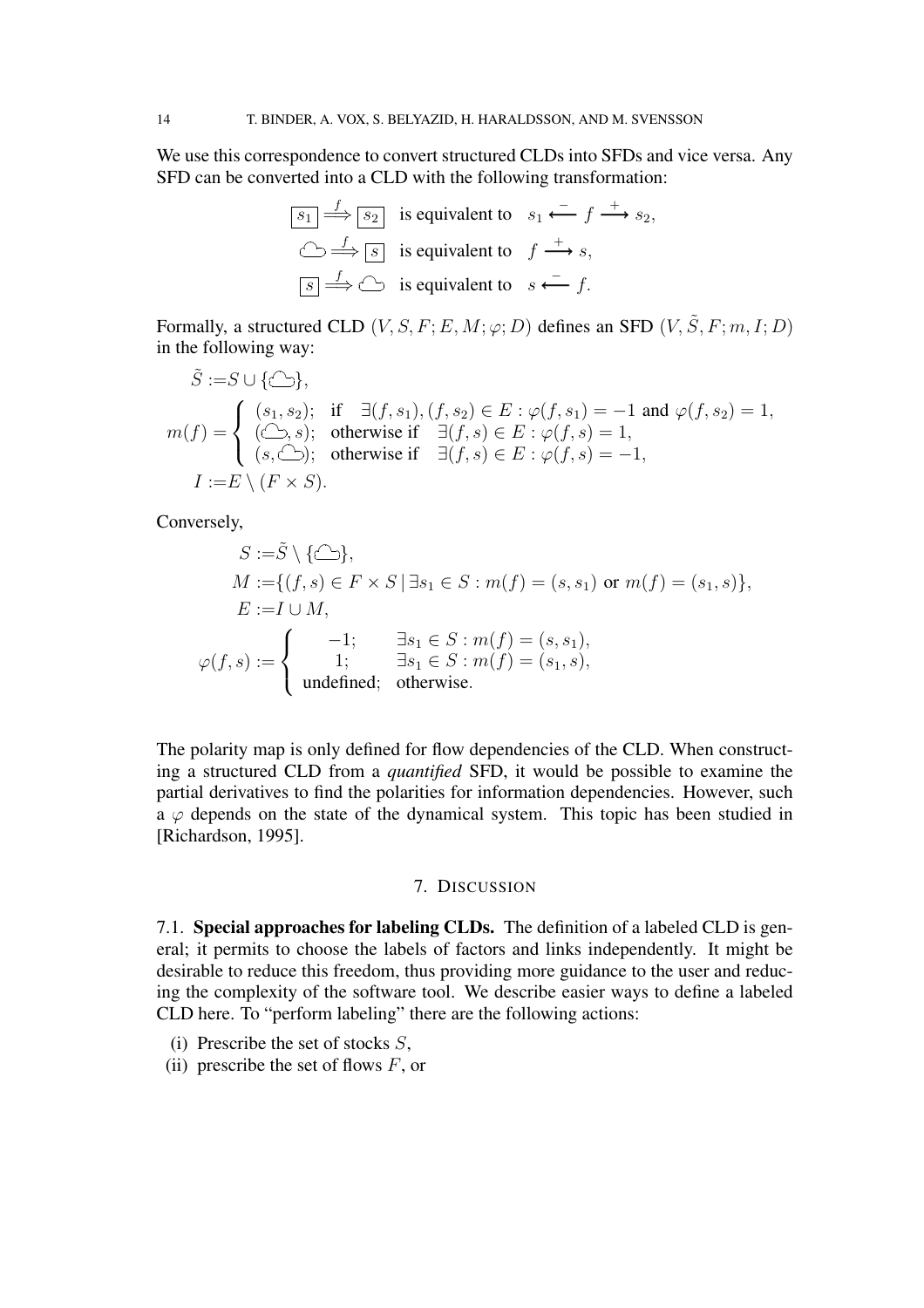We use this correspondence to convert structured CLDs into SFDs and vice versa. Any SFD can be converted into a CLD with the following transformation:

$$
\begin{aligned}
\boxed{s_1} \overset{f}{\Longrightarrow} \boxed{s_2} \quad &\text{is equivalent to} \quad s_1 \overset{-}{\longleftarrow} f \overset{+}{\longrightarrow} s_2, \\
\text{☁} \overset{f}{\Longrightarrow} \boxed{s} \quad &\text{is equivalent to} \quad f \overset{+}{\longrightarrow} s, \\
\boxed{s} \overset{f}{\Longrightarrow} \text{☁} \quad &\text{is equivalent to} \quad s \overset{-}{\longleftarrow} f.
\end{aligned}
$$

Formally, a structured CLD $(V, S, F; E, M; \varphi; D)$ defines an SFD $(V, \tilde{S}, F; m, I; D)$ in the following way:

$$
\begin{aligned}
\tilde{S} :=& S \cup \{\text{☁}\}, \\
m(f) =& \begin{cases} (s_1, s_2); & \text{if} \quad \exists (f, s_1), (f, s_2) \in E : \varphi(f, s_1) = -1 \text{ and } \varphi(f, s_2) = 1, \\ (\text{☁}, s); & \text{otherwise if} \quad \exists (f, s) \in E : \varphi(f, s) = 1, \\ (s, \text{☁}); & \text{otherwise if} \quad \exists (f, s) \in E : \varphi(f, s) = -1, \end{cases} \\
I :=& E \setminus (F \times S).
\end{aligned}
$$

Conversely,

$$
\begin{aligned}
S :=& \tilde{S} \setminus \{\text{☁}\}, \\
M :=& \{(f, s) \in F \times S \mid \exists s_1 \in S : m(f) = (s, s_1) \text{ or } m(f) = (s_1, s)\}, \\
E :=& I \cup M, \\
\varphi(f, s) :=& \begin{cases} -1; & \exists s_1 \in S : m(f) = (s, s_1), \\ 1; & \exists s_1 \in S : m(f) = (s_1, s), \\ \text{undefined}; & \text{otherwise}. \end{cases}
\end{aligned}
$$

The polarity map is only defined for flow dependencies of the CLD. When constructing a structured CLD from a *quantified* SFD, it would be possible to examine the partial derivatives to find the polarities for information dependencies. However, such a $\varphi$ depends on the state of the dynamical system. This topic has been studied in [Richardson, 1995].

## 7. Discussion

7.1. **Special approaches for labeling CLDs.** The definition of a labeled CLD is general; it permits to choose the labels of factors and links independently. It might be desirable to reduce this freedom, thus providing more guidance to the user and reducing the complexity of the software tool. We describe easier ways to define a labeled CLD here. To "perform labeling" there are the following actions:

(i) Prescribe the set of stocks $S$,
(ii) prescribe the set of flows $F$, or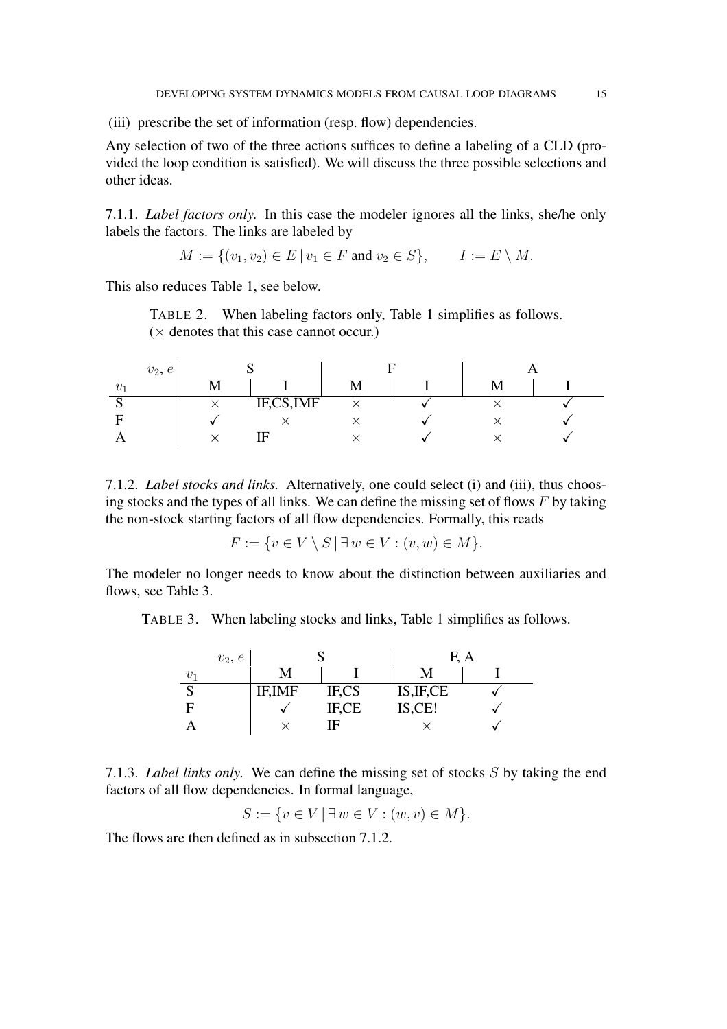(iii) prescribe the set of information (resp. flow) dependencies.

Any selection of two of the three actions suffices to define a labeling of a CLD (provided the loop condition is satisfied). We will discuss the three possible selections and other ideas.

7.1.1. *Label factors only.* In this case the modeler ignores all the links, she/he only labels the factors. The links are labeled by

$$M := \{(v_1, v_2) \in E \mid v_1 \in F \text{ and } v_2 \in S\}, \qquad I := E \setminus M.$$

This also reduces Table 1, see below.

TABLE 2. When labeling factors only, Table 1 simplifies as follows. ($\times$ denotes that this case cannot occur.)

| $v_1$ \ $v_2$, $e$ | S | | F | | A | |
|---|---|---|---|---|---|---|
| | M | I | M | I | M | I |
| S | $\times$ | IF,CS,IMF | $\times$ | ✓ | $\times$ | ✓ |
| F | ✓ | $\times$ | $\times$ | ✓ | $\times$ | ✓ |
| A | $\times$ | IF | $\times$ | ✓ | $\times$ | ✓ |

7.1.2. *Label stocks and links.* Alternatively, one could select (i) and (iii), thus choosing stocks and the types of all links. We can define the missing set of flows $F$ by taking the non-stock starting factors of all flow dependencies. Formally, this reads

$$F := \{v \in V \setminus S \mid \exists\, w \in V : (v, w) \in M\}.$$

The modeler no longer needs to know about the distinction between auxiliaries and flows, see Table 3.

TABLE 3. When labeling stocks and links, Table 1 simplifies as follows.

| $v_1$ \ $v_2$, $e$ | S | | F, A | |
|---|---|---|---|---|
| | M | I | M | I |
| S | IF,IMF | IF,CS | IS,IF,CE | ✓ |
| F | ✓ | IF,CE | IS,CE! | ✓ |
| A | $\times$ | IF | $\times$ | ✓ |

7.1.3. *Label links only.* We can define the missing set of stocks $S$ by taking the end factors of all flow dependencies. In formal language,

$$S := \{v \in V \mid \exists\, w \in V : (w, v) \in M\}.$$

The flows are then defined as in subsection 7.1.2.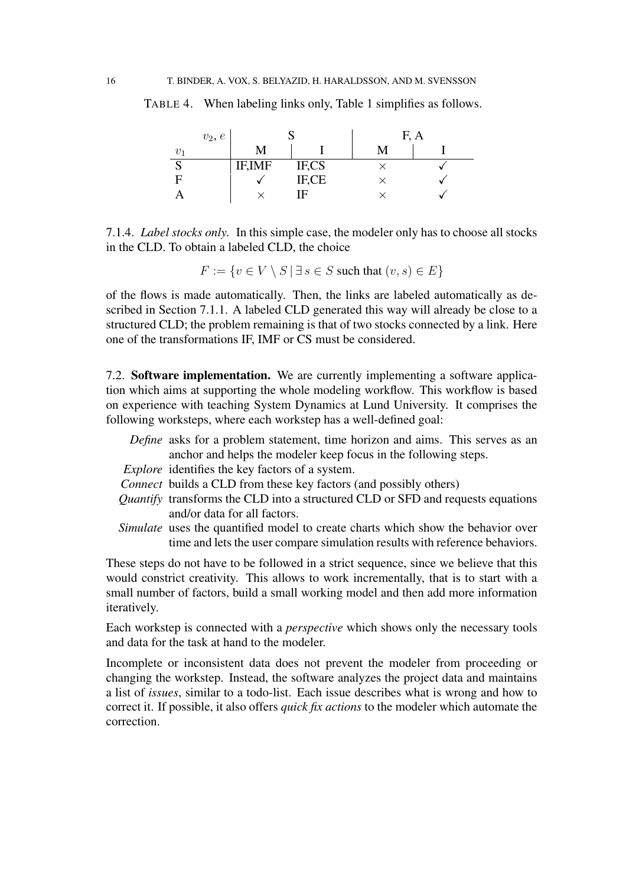TABLE 4. When labeling links only, Table 1 simplifies as follows.

| $v_2, e$ | S | | F, A | |
|---|---|---|---|---|
| $v_1$ | M | I | M | I |
| S | IF,IMF | IF,CS | × | ✓ |
| F | ✓ | IF,CE | × | ✓ |
| A | × | IF | × | ✓ |

7.1.4. *Label stocks only.* In this simple case, the modeler only has to choose all stocks in the CLD. To obtain a labeled CLD, the choice

$$F := \{v \in V \setminus S \,|\, \exists\, s \in S \text{ such that } (v, s) \in E\}$$

of the flows is made automatically. Then, the links are labeled automatically as described in Section 7.1.1. A labeled CLD generated this way will already be close to a structured CLD; the problem remaining is that of two stocks connected by a link. Here one of the transformations IF, IMF or CS must be considered.

7.2. **Software implementation.** We are currently implementing a software application which aims at supporting the whole modeling workflow. This workflow is based on experience with teaching System Dynamics at Lund University. It comprises the following worksteps, where each workstep has a well-defined goal:

- *Define* asks for a problem statement, time horizon and aims. This serves as an anchor and helps the modeler keep focus in the following steps.
- *Explore* identifies the key factors of a system.
- *Connect* builds a CLD from these key factors (and possibly others)
- *Quantify* transforms the CLD into a structured CLD or SFD and requests equations and/or data for all factors.
- *Simulate* uses the quantified model to create charts which show the behavior over time and lets the user compare simulation results with reference behaviors.

These steps do not have to be followed in a strict sequence, since we believe that this would constrict creativity. This allows to work incrementally, that is to start with a small number of factors, build a small working model and then add more information iteratively.

Each workstep is connected with a *perspective* which shows only the necessary tools and data for the task at hand to the modeler.

Incomplete or inconsistent data does not prevent the modeler from proceeding or changing the workstep. Instead, the software analyzes the project data and maintains a list of *issues*, similar to a todo-list. Each issue describes what is wrong and how to correct it. If possible, it also offers *quick fix actions* to the modeler which automate the correction.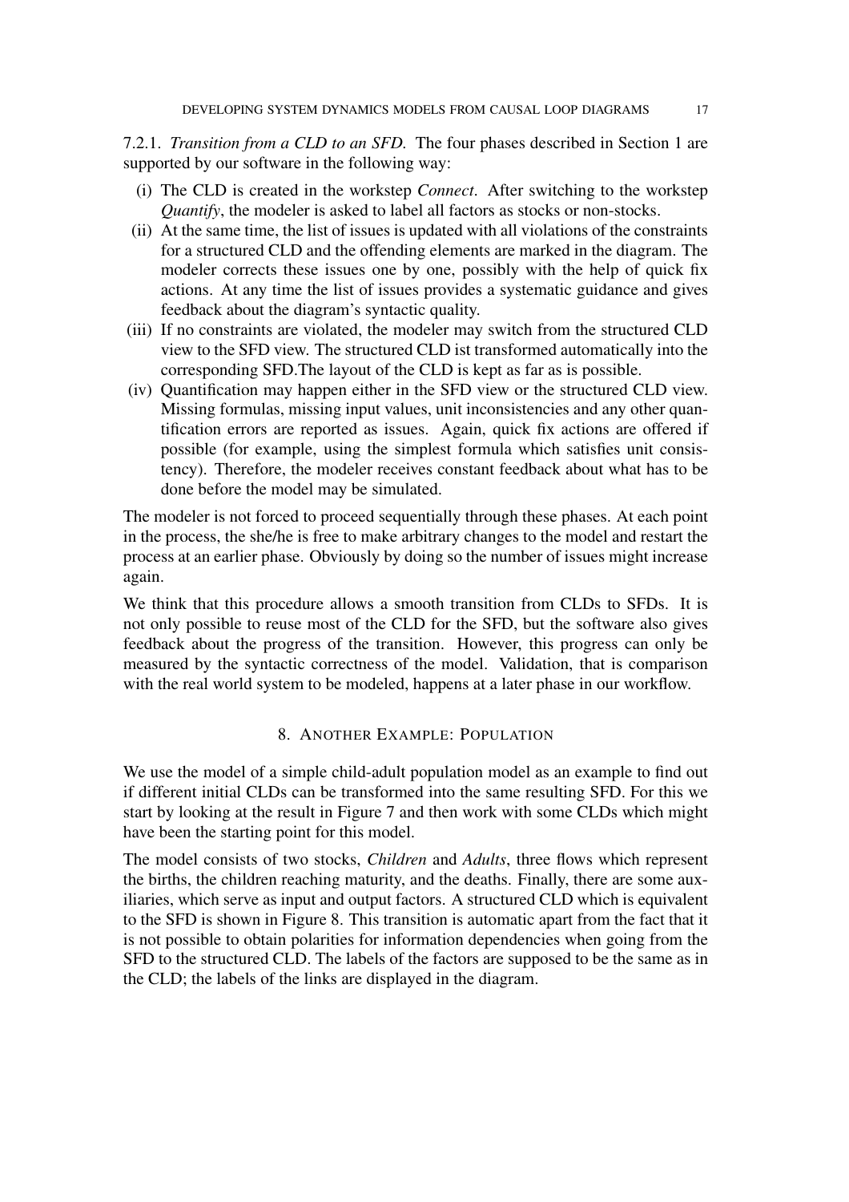7.2.1. *Transition from a CLD to an SFD.* The four phases described in Section 1 are supported by our software in the following way:

(i) The CLD is created in the workstep *Connect*. After switching to the workstep *Quantify*, the modeler is asked to label all factors as stocks or non-stocks.

(ii) At the same time, the list of issues is updated with all violations of the constraints for a structured CLD and the offending elements are marked in the diagram. The modeler corrects these issues one by one, possibly with the help of quick fix actions. At any time the list of issues provides a systematic guidance and gives feedback about the diagram's syntactic quality.

(iii) If no constraints are violated, the modeler may switch from the structured CLD view to the SFD view. The structured CLD ist transformed automatically into the corresponding SFD.The layout of the CLD is kept as far as is possible.

(iv) Quantification may happen either in the SFD view or the structured CLD view. Missing formulas, missing input values, unit inconsistencies and any other quantification errors are reported as issues. Again, quick fix actions are offered if possible (for example, using the simplest formula which satisfies unit consistency). Therefore, the modeler receives constant feedback about what has to be done before the model may be simulated.

The modeler is not forced to proceed sequentially through these phases. At each point in the process, the she/he is free to make arbitrary changes to the model and restart the process at an earlier phase. Obviously by doing so the number of issues might increase again.

We think that this procedure allows a smooth transition from CLDs to SFDs. It is not only possible to reuse most of the CLD for the SFD, but the software also gives feedback about the progress of the transition. However, this progress can only be measured by the syntactic correctness of the model. Validation, that is comparison with the real world system to be modeled, happens at a later phase in our workflow.

## 8. Another Example: Population

We use the model of a simple child-adult population model as an example to find out if different initial CLDs can be transformed into the same resulting SFD. For this we start by looking at the result in Figure 7 and then work with some CLDs which might have been the starting point for this model.

The model consists of two stocks, *Children* and *Adults*, three flows which represent the births, the children reaching maturity, and the deaths. Finally, there are some auxiliaries, which serve as input and output factors. A structured CLD which is equivalent to the SFD is shown in Figure 8. This transition is automatic apart from the fact that it is not possible to obtain polarities for information dependencies when going from the SFD to the structured CLD. The labels of the factors are supposed to be the same as in the CLD; the labels of the links are displayed in the diagram.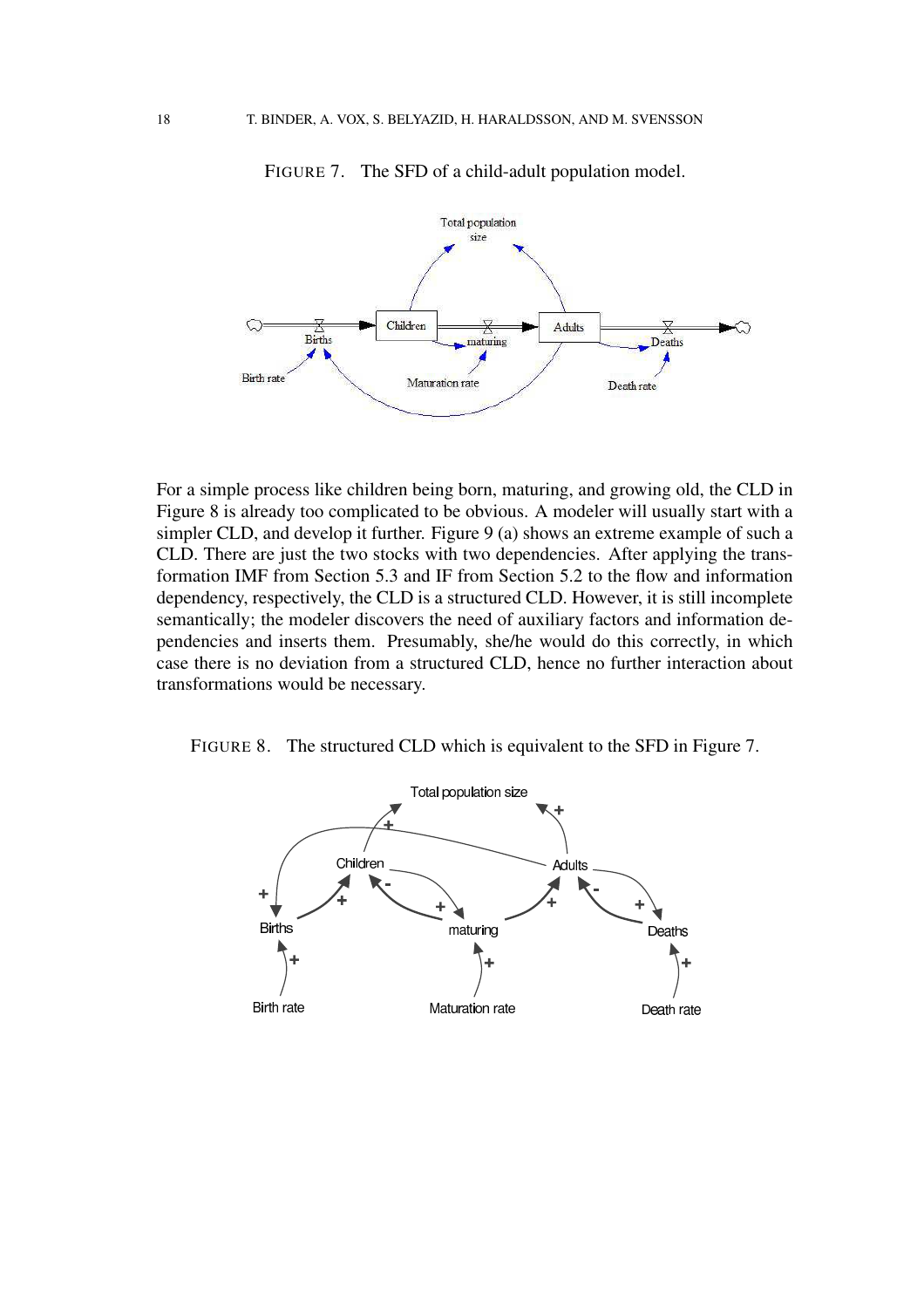FIGURE 7. The SFD of a child-adult population model.

For a simple process like children being born, maturing, and growing old, the CLD in Figure 8 is already too complicated to be obvious. A modeler will usually start with a simpler CLD, and develop it further. Figure 9 (a) shows an extreme example of such a CLD. There are just the two stocks with two dependencies. After applying the transformation IMF from Section 5.3 and IF from Section 5.2 to the flow and information dependency, respectively, the CLD is a structured CLD. However, it is still incomplete semantically; the modeler discovers the need of auxiliary factors and information dependencies and inserts them. Presumably, she/he would do this correctly, in which case there is no deviation from a structured CLD, hence no further interaction about transformations would be necessary.

FIGURE 8. The structured CLD which is equivalent to the SFD in Figure 7.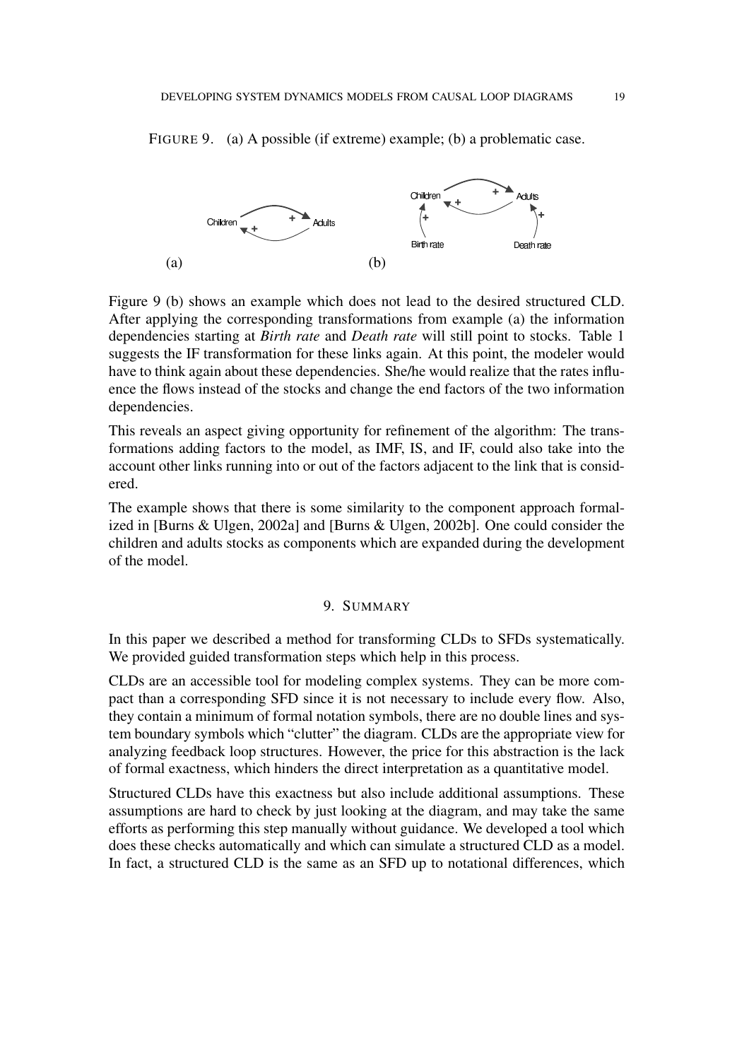FIGURE 9. (a) A possible (if extreme) example; (b) a problematic case.

Figure 9 (b) shows an example which does not lead to the desired structured CLD. After applying the corresponding transformations from example (a) the information dependencies starting at *Birth rate* and *Death rate* will still point to stocks. Table 1 suggests the IF transformation for these links again. At this point, the modeler would have to think again about these dependencies. She/he would realize that the rates influence the flows instead of the stocks and change the end factors of the two information dependencies.

This reveals an aspect giving opportunity for refinement of the algorithm: The transformations adding factors to the model, as IMF, IS, and IF, could also take into the account other links running into or out of the factors adjacent to the link that is considered.

The example shows that there is some similarity to the component approach formalized in [Burns & Ulgen, 2002a] and [Burns & Ulgen, 2002b]. One could consider the children and adults stocks as components which are expanded during the development of the model.

## 9. SUMMARY

In this paper we described a method for transforming CLDs to SFDs systematically. We provided guided transformation steps which help in this process.

CLDs are an accessible tool for modeling complex systems. They can be more compact than a corresponding SFD since it is not necessary to include every flow. Also, they contain a minimum of formal notation symbols, there are no double lines and system boundary symbols which "clutter" the diagram. CLDs are the appropriate view for analyzing feedback loop structures. However, the price for this abstraction is the lack of formal exactness, which hinders the direct interpretation as a quantitative model.

Structured CLDs have this exactness but also include additional assumptions. These assumptions are hard to check by just looking at the diagram, and may take the same efforts as performing this step manually without guidance. We developed a tool which does these checks automatically and which can simulate a structured CLD as a model. In fact, a structured CLD is the same as an SFD up to notational differences, which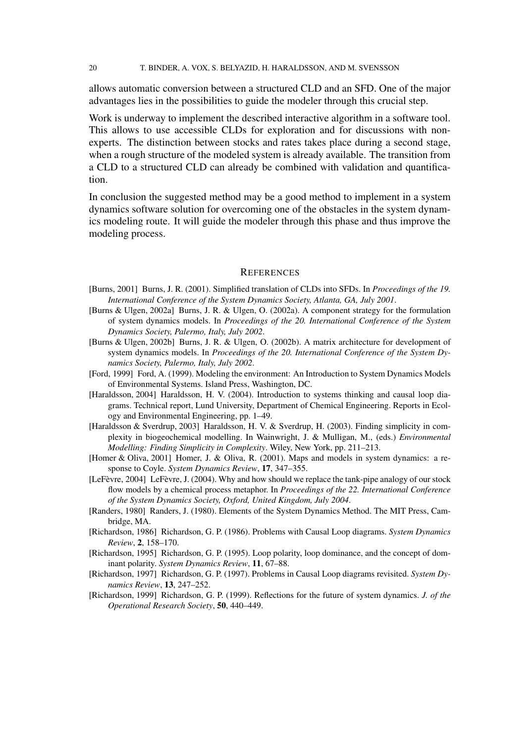allows automatic conversion between a structured CLD and an SFD. One of the major advantages lies in the possibilities to guide the modeler through this crucial step.

Work is underway to implement the described interactive algorithm in a software tool. This allows to use accessible CLDs for exploration and for discussions with non-experts. The distinction between stocks and rates takes place during a second stage, when a rough structure of the modeled system is already available. The transition from a CLD to a structured CLD can already be combined with validation and quantification.

In conclusion the suggested method may be a good method to implement in a system dynamics software solution for overcoming one of the obstacles in the system dynamics modeling route. It will guide the modeler through this phase and thus improve the modeling process.

## References

[Burns, 2001] Burns, J. R. (2001). Simplified translation of CLDs into SFDs. In *Proceedings of the 19. International Conference of the System Dynamics Society, Atlanta, GA, July 2001*.

[Burns & Ulgen, 2002a] Burns, J. R. & Ulgen, O. (2002a). A component strategy for the formulation of system dynamics models. In *Proceedings of the 20. International Conference of the System Dynamics Society, Palermo, Italy, July 2002*.

[Burns & Ulgen, 2002b] Burns, J. R. & Ulgen, O. (2002b). A matrix architecture for development of system dynamics models. In *Proceedings of the 20. International Conference of the System Dynamics Society, Palermo, Italy, July 2002*.

[Ford, 1999] Ford, A. (1999). Modeling the environment: An Introduction to System Dynamics Models of Environmental Systems. Island Press, Washington, DC.

[Haraldsson, 2004] Haraldsson, H. V. (2004). Introduction to systems thinking and causal loop diagrams. Technical report, Lund University, Department of Chemical Engineering. Reports in Ecology and Environmental Engineering, pp. 1–49.

[Haraldsson & Sverdrup, 2003] Haraldsson, H. V. & Sverdrup, H. (2003). Finding simplicity in complexity in biogeochemical modelling. In Wainwright, J. & Mulligan, M., (eds.) *Environmental Modelling: Finding Simplicity in Complexity*. Wiley, New York, pp. 211–213.

[Homer & Oliva, 2001] Homer, J. & Oliva, R. (2001). Maps and models in system dynamics: a response to Coyle. *System Dynamics Review*, **17**, 347–355.

[LeFèvre, 2004] LeFèvre, J. (2004). Why and how should we replace the tank-pipe analogy of our stock flow models by a chemical process metaphor. In *Proceedings of the 22. International Conference of the System Dynamics Society, Oxford, United Kingdom, July 2004*.

[Randers, 1980] Randers, J. (1980). Elements of the System Dynamics Method. The MIT Press, Cambridge, MA.

[Richardson, 1986] Richardson, G. P. (1986). Problems with Causal Loop diagrams. *System Dynamics Review*, **2**, 158–170.

[Richardson, 1995] Richardson, G. P. (1995). Loop polarity, loop dominance, and the concept of dominant polarity. *System Dynamics Review*, **11**, 67–88.

[Richardson, 1997] Richardson, G. P. (1997). Problems in Causal Loop diagrams revisited. *System Dynamics Review*, **13**, 247–252.

[Richardson, 1999] Richardson, G. P. (1999). Reflections for the future of system dynamics. *J. of the Operational Research Society*, **50**, 440–449.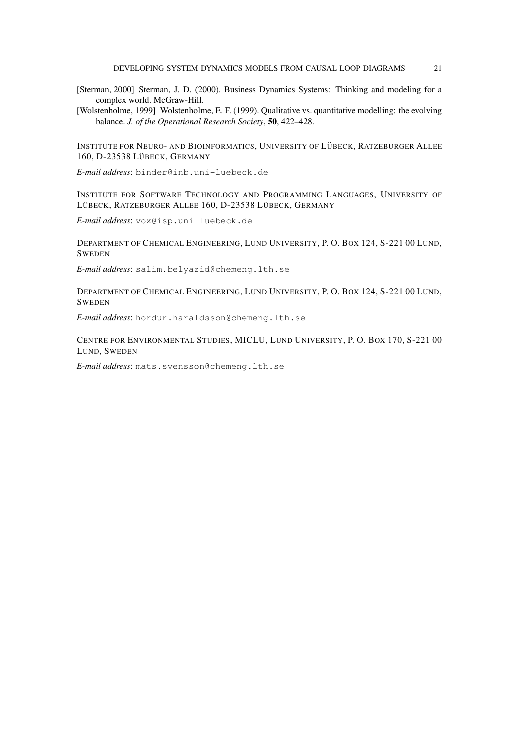[Sterman, 2000] Sterman, J. D. (2000). Business Dynamics Systems: Thinking and modeling for a complex world. McGraw-Hill.

[Wolstenholme, 1999] Wolstenholme, E. F. (1999). Qualitative vs. quantitative modelling: the evolving balance. *J. of the Operational Research Society*, **50**, 422–428.

INSTITUTE FOR NEURO- AND BIOINFORMATICS, UNIVERSITY OF LÜBECK, RATZEBURGER ALLEE 160, D-23538 LÜBECK, GERMANY

*E-mail address*: binder@inb.uni-luebeck.de

INSTITUTE FOR SOFTWARE TECHNOLOGY AND PROGRAMMING LANGUAGES, UNIVERSITY OF LÜBECK, RATZEBURGER ALLEE 160, D-23538 LÜBECK, GERMANY

*E-mail address*: vox@isp.uni-luebeck.de

DEPARTMENT OF CHEMICAL ENGINEERING, LUND UNIVERSITY, P. O. BOX 124, S-221 00 LUND, SWEDEN

*E-mail address*: salim.belyazid@chemeng.lth.se

DEPARTMENT OF CHEMICAL ENGINEERING, LUND UNIVERSITY, P. O. BOX 124, S-221 00 LUND, SWEDEN

*E-mail address*: hordur.haraldsson@chemeng.lth.se

CENTRE FOR ENVIRONMENTAL STUDIES, MICLU, LUND UNIVERSITY, P. O. BOX 170, S-221 00 LUND, SWEDEN

*E-mail address*: mats.svensson@chemeng.lth.se